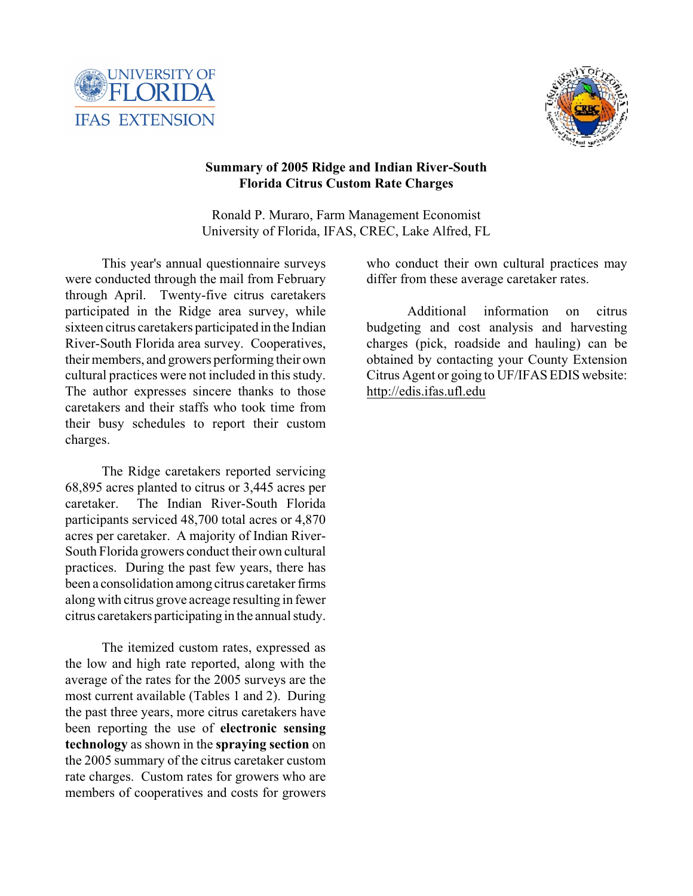# Summary of 2005 Ridge and Indian River-South Florida Citrus Custom Rate Charges

Ronald P. Muraro, Farm Management Economist
University of Florida, IFAS, CREC, Lake Alfred, FL

This year's annual questionnaire surveys were conducted through the mail from February through April. Twenty-five citrus caretakers participated in the Ridge area survey, while sixteen citrus caretakers participated in the Indian River-South Florida area survey. Cooperatives, their members, and growers performing their own cultural practices were not included in this study. The author expresses sincere thanks to those caretakers and their staffs who took time from their busy schedules to report their custom charges.

The Ridge caretakers reported servicing 68,895 acres planted to citrus or 3,445 acres per caretaker. The Indian River-South Florida participants serviced 48,700 total acres or 4,870 acres per caretaker. A majority of Indian River-South Florida growers conduct their own cultural practices. During the past few years, there has been a consolidation among citrus caretaker firms along with citrus grove acreage resulting in fewer citrus caretakers participating in the annual study.

The itemized custom rates, expressed as the low and high rate reported, along with the average of the rates for the 2005 surveys are the most current available (Tables 1 and 2). During the past three years, more citrus caretakers have been reporting the use of **electronic sensing technology** as shown in the **spraying section** on the 2005 summary of the citrus caretaker custom rate charges. Custom rates for growers who are members of cooperatives and costs for growers who conduct their own cultural practices may differ from these average caretaker rates.

Additional information on citrus budgeting and cost analysis and harvesting charges (pick, roadside and hauling) can be obtained by contacting your County Extension Citrus Agent or going to UF/IFAS EDIS website: http://edis.ifas.ufl.edu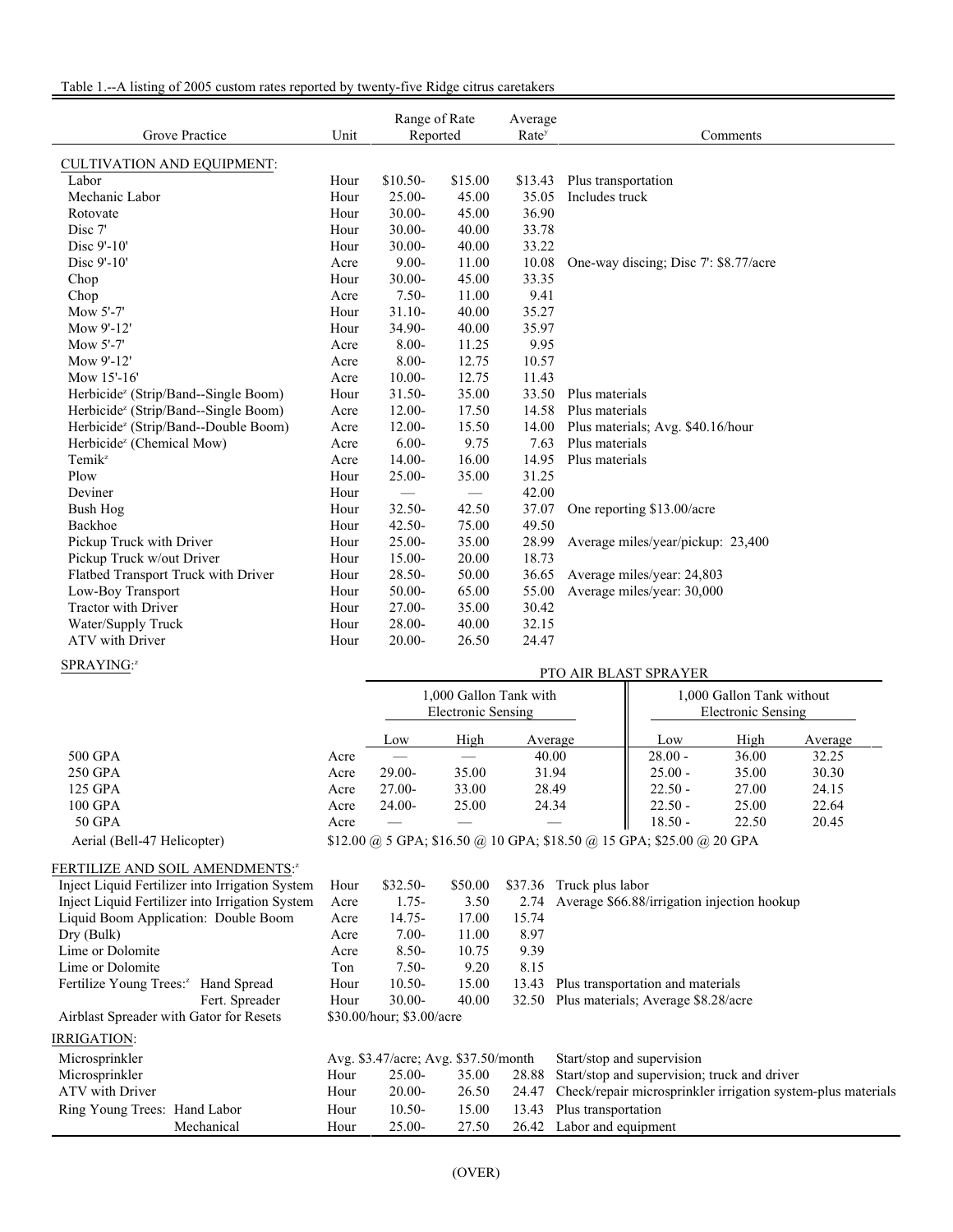Table 1.--A listing of 2005 custom rates reported by twenty-five Ridge citrus caretakers

| Grove Practice | Unit | Range of Rate Reported | | Average Rate[y] | Comments |
|---|---|---|---|---|---|
| CULTIVATION AND EQUIPMENT: | | | | | |
| Labor | Hour | $10.50- | $15.00 | $13.43 | Plus transportation |
| Mechanic Labor | Hour | 25.00- | 45.00 | 35.05 | Includes truck |
| Rotovate | Hour | 30.00- | 45.00 | 36.90 | |
| Disc 7' | Hour | 30.00- | 40.00 | 33.78 | |
| Disc 9'-10' | Hour | 30.00- | 40.00 | 33.22 | |
| Disc 9'-10' | Acre | 9.00- | 11.00 | 10.08 | One-way discing; Disc 7': $8.77/acre |
| Chop | Hour | 30.00- | 45.00 | 33.35 | |
| Chop | Acre | 7.50- | 11.00 | 9.41 | |
| Mow 5'-7' | Hour | 31.10- | 40.00 | 35.27 | |
| Mow 9'-12' | Hour | 34.90- | 40.00 | 35.97 | |
| Mow 5'-7' | Acre | 8.00- | 11.25 | 9.95 | |
| Mow 9'-12' | Acre | 8.00- | 12.75 | 10.57 | |
| Mow 15'-16' | Acre | 10.00- | 12.75 | 11.43 | |
| Herbicide[z] (Strip/Band--Single Boom) | Hour | 31.50- | 35.00 | 33.50 | Plus materials |
| Herbicide[z] (Strip/Band--Single Boom) | Acre | 12.00- | 17.50 | 14.58 | Plus materials |
| Herbicide[z] (Strip/Band--Double Boom) | Acre | 12.00- | 15.50 | 14.00 | Plus materials; Avg. $40.16/hour |
| Herbicide[z] (Chemical Mow) | Acre | 6.00- | 9.75 | 7.63 | Plus materials |
| Temik[z] | Acre | 14.00- | 16.00 | 14.95 | Plus materials |
| Plow | Hour | 25.00- | 35.00 | 31.25 | |
| Deviner | Hour | — | — | 42.00 | |
| Bush Hog | Hour | 32.50- | 42.50 | 37.07 | One reporting $13.00/acre |
| Backhoe | Hour | 42.50- | 75.00 | 49.50 | |
| Pickup Truck with Driver | Hour | 25.00- | 35.00 | 28.99 | Average miles/year/pickup: 23,400 |
| Pickup Truck w/out Driver | Hour | 15.00- | 20.00 | 18.73 | |
| Flatbed Transport Truck with Driver | Hour | 28.50- | 50.00 | 36.65 | Average miles/year: 24,803 |
| Low-Boy Transport | Hour | 50.00- | 65.00 | 55.00 | Average miles/year: 30,000 |
| Tractor with Driver | Hour | 27.00- | 35.00 | 30.42 | |
| Water/Supply Truck | Hour | 28.00- | 40.00 | 32.15 | |
| ATV with Driver | Hour | 20.00- | 26.50 | 24.47 | |

SPRAYING:[z]

| | | PTO AIR BLAST SPRAYER | | | | | |
|---|---|---|---|---|---|---|---|
| | | 1,000 Gallon Tank with Electronic Sensing | | | 1,000 Gallon Tank without Electronic Sensing | | |
| | | Low | High | Average | Low | High | Average |
| 500 GPA | Acre | — | — | 40.00 | 28.00 - | 36.00 | 32.25 |
| 250 GPA | Acre | 29.00- | 35.00 | 31.94 | 25.00 - | 35.00 | 30.30 |
| 125 GPA | Acre | 27.00- | 33.00 | 28.49 | 22.50 - | 27.00 | 24.15 |
| 100 GPA | Acre | 24.00- | 25.00 | 24.34 | 22.50 - | 25.00 | 22.64 |
| 50 GPA | Acre | — | — | — | 18.50 - | 22.50 | 20.45 |
| Aerial (Bell-47 Helicopter) | | $12.00 @ 5 GPA; $16.50 @ 10 GPA; $18.50 @ 15 GPA; $25.00 @ 20 GPA | | | | | |

| Grove Practice | Unit | Range of Rate Reported | | Average Rate[y] | Comments |
|---|---|---|---|---|---|
| FERTILIZE AND SOIL AMENDMENTS:[z] | | | | | |
| Inject Liquid Fertilizer into Irrigation System | Hour | $32.50- | $50.00 | $37.36 | Truck plus labor |
| Inject Liquid Fertilizer into Irrigation System | Acre | 1.75- | 3.50 | 2.74 | Average $66.88/irrigation injection hookup |
| Liquid Boom Application: Double Boom | Acre | 14.75- | 17.00 | 15.74 | |
| Dry (Bulk) | Acre | 7.00- | 11.00 | 8.97 | |
| Lime or Dolomite | Acre | 8.50- | 10.75 | 9.39 | |
| Lime or Dolomite | Ton | 7.50- | 9.20 | 8.15 | |
| Fertilize Young Trees:[z] Hand Spread | Hour | 10.50- | 15.00 | 13.43 | Plus transportation and materials |
| Fert. Spreader | Hour | 30.00- | 40.00 | 32.50 | Plus materials; Average $8.28/acre |
| Airblast Spreader with Gator for Resets | | $30.00/hour; $3.00/acre | | | |
| IRRIGATION: | | | | | |
| Microsprinkler | | Avg. $3.47/acre; Avg. $37.50/month | | | Start/stop and supervision |
| Microsprinkler | Hour | 25.00- | 35.00 | 28.88 | Start/stop and supervision; truck and driver |
| ATV with Driver | Hour | 20.00- | 26.50 | 24.47 | Check/repair microsprinkler irrigation system-plus materials |
| Ring Young Trees: Hand Labor | Hour | 10.50- | 15.00 | 13.43 | Plus transportation |
| Mechanical | Hour | 25.00- | 27.50 | 26.42 | Labor and equipment |

(OVER)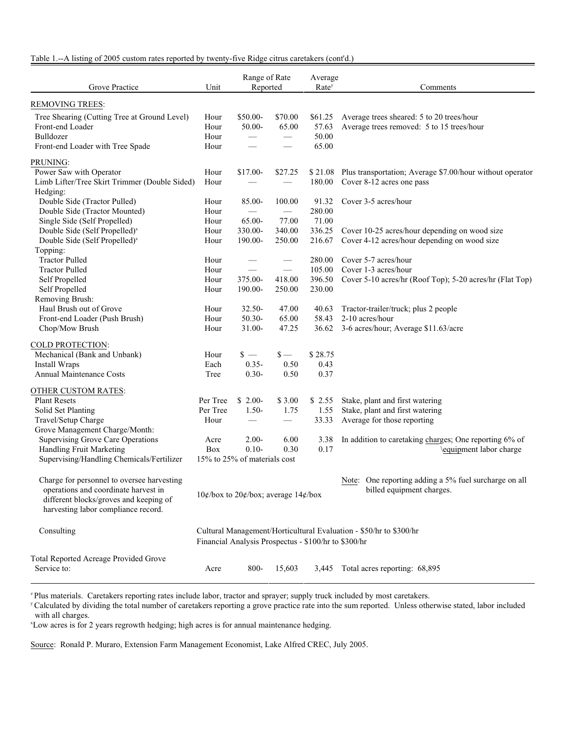Table 1.--A listing of 2005 custom rates reported by twenty-five Ridge citrus caretakers (cont'd.)

| Grove Practice | Unit | Range of Rate Reported | | Average Rate[y] | Comments |
|---|---|---|---|---|---|
| REMOVING TREES: | | | | | |
| Tree Shearing (Cutting Tree at Ground Level) | Hour | $50.00- | $70.00 | $61.25 | Average trees sheared: 5 to 20 trees/hour |
| Front-end Loader | Hour | 50.00- | 65.00 | 57.63 | Average trees removed: 5 to 15 trees/hour |
| Bulldozer | Hour | — | — | 50.00 | |
| Front-end Loader with Tree Spade | Hour | — | — | 65.00 | |
| PRUNING: | | | | | |
| Power Saw with Operator | Hour | $17.00- | $27.25 | $ 21.08 | Plus transportation; Average $7.00/hour without operator |
| Limb Lifter/Tree Skirt Trimmer (Double Sided) | Hour | — | — | 180.00 | Cover 8-12 acres one pass |
| Hedging: | | | | | |
| Double Side (Tractor Pulled) | Hour | 85.00- | 100.00 | 91.32 | Cover 3-5 acres/hour |
| Double Side (Tractor Mounted) | Hour | — | — | 280.00 | |
| Single Side (Self Propelled) | Hour | 65.00- | 77.00 | 71.00 | |
| Double Side (Self Propelled)[x] | Hour | 330.00- | 340.00 | 336.25 | Cover 10-25 acres/hour depending on wood size |
| Double Side (Self Propelled)[x] | Hour | 190.00- | 250.00 | 216.67 | Cover 4-12 acres/hour depending on wood size |
| Topping: | | | | | |
| Tractor Pulled | Hour | — | — | 280.00 | Cover 5-7 acres/hour |
| Tractor Pulled | Hour | — | — | 105.00 | Cover 1-3 acres/hour |
| Self Propelled | Hour | 375.00- | 418.00 | 396.50 | Cover 5-10 acres/hr (Roof Top); 5-20 acres/hr (Flat Top) |
| Self Propelled | Hour | 190.00- | 250.00 | 230.00 | |
| Removing Brush: | | | | | |
| Haul Brush out of Grove | Hour | 32.50- | 47.00 | 40.63 | Tractor-trailer/truck; plus 2 people |
| Front-end Loader (Push Brush) | Hour | 50.30- | 65.00 | 58.43 | 2-10 acres/hour |
| Chop/Mow Brush | Hour | 31.00- | 47.25 | 36.62 | 3-6 acres/hour; Average $11.63/acre |
| COLD PROTECTION: | | | | | |
| Mechanical (Bank and Unbank) | Hour | $ — | $— | $ 28.75 | |
| Install Wraps | Each | 0.35- | 0.50 | 0.43 | |
| Annual Maintenance Costs | Tree | 0.30- | 0.50 | 0.37 | |
| OTHER CUSTOM RATES: | | | | | |
| Plant Resets | Per Tree | $ 2.00- | $ 3.00 | $ 2.55 | Stake, plant and first watering |
| Solid Set Planting | Per Tree | 1.50- | 1.75 | 1.55 | Stake, plant and first watering |
| Travel/Setup Charge | Hour | — | — | 33.33 | Average for those reporting |
| Grove Management Charge/Month: | | | | | |
| Supervising Grove Care Operations | Acre | 2.00- | 6.00 | 3.38 | In addition to caretaking charges; One reporting 6% of equipment labor charge |
| Handling Fruit Marketing | Box | 0.10- | 0.30 | 0.17 | |
| Supervising/Handling Chemicals/Fertilizer | 15% to 25% of materials cost | | | | |
| Charge for personnel to oversee harvesting operations and coordinate harvest in different blocks/groves and keeping of harvesting labor compliance record. | 10¢/box to 20¢/box; average 14¢/box | | | | Note: One reporting adding a 5% fuel surcharge on all billed equipment charges. |
| Consulting | Cultural Management/Horticultural Evaluation - $50/hr to $300/hr; Financial Analysis Prospectus - $100/hr to $300/hr | | | | |
| Total Reported Acreage Provided Grove Service to: | Acre | 800- | 15,603 | 3,445 | Total acres reporting: 68,895 |

[z] Plus materials. Caretakers reporting rates include labor, tractor and sprayer; supply truck included by most caretakers.
[y] Calculated by dividing the total number of caretakers reporting a grove practice rate into the sum reported. Unless otherwise stated, labor included with all charges.
[x] Low acres is for 2 years regrowth hedging; high acres is for annual maintenance hedging.

Source: Ronald P. Muraro, Extension Farm Management Economist, Lake Alfred CREC, July 2005.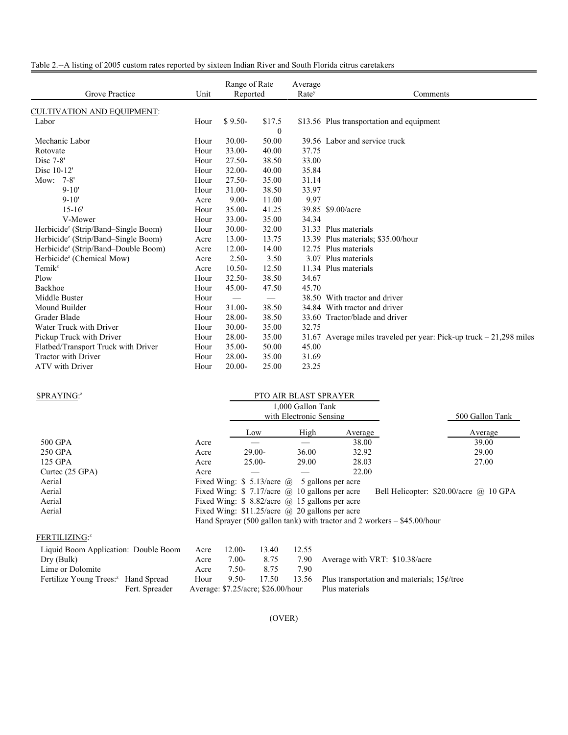Table 2.--A listing of 2005 custom rates reported by sixteen Indian River and South Florida citrus caretakers

| Grove Practice | Unit | Range of Rate Reported | | Average Rate[y] | Comments |
|---|---|---|---|---|---|
| CULTIVATION AND EQUIPMENT: | | | | | |
| Labor | Hour | $ 9.50- | $17.50 | $13.56 | Plus transportation and equipment |
| Mechanic Labor | Hour | 30.00- | 50.00 | 39.56 | Labor and service truck |
| Rotovate | Hour | 33.00- | 40.00 | 37.75 | |
| Disc 7-8' | Hour | 27.50- | 38.50 | 33.00 | |
| Disc 10-12' | Hour | 32.00- | 40.00 | 35.84 | |
| Mow: 7-8' | Hour | 27.50- | 35.00 | 31.14 | |
| 9-10' | Hour | 31.00- | 38.50 | 33.97 | |
| 9-10' | Acre | 9.00- | 11.00 | 9.97 | |
| 15-16' | Hour | 35.00- | 41.25 | 39.85 | $9.00/acre |
| V-Mower | Hour | 33.00- | 35.00 | 34.34 | |
| Herbicide[z] (Strip/Band–Single Boom) | Hour | 30.00- | 32.00 | 31.33 | Plus materials |
| Herbicide[z] (Strip/Band–Single Boom) | Acre | 13.00- | 13.75 | 13.39 | Plus materials; $35.00/hour |
| Herbicide[z] (Strip/Band–Double Boom) | Acre | 12.00- | 14.00 | 12.75 | Plus materials |
| Herbicide[z] (Chemical Mow) | Acre | 2.50- | 3.50 | 3.07 | Plus materials |
| Temik[z] | Acre | 10.50- | 12.50 | 11.34 | Plus materials |
| Plow | Hour | 32.50- | 38.50 | 34.67 | |
| Backhoe | Hour | 45.00- | 47.50 | 45.70 | |
| Middle Buster | Hour | — | — | 38.50 | With tractor and driver |
| Mound Builder | Hour | 31.00- | 38.50 | 34.84 | With tractor and driver |
| Grader Blade | Hour | 28.00- | 38.50 | 33.60 | Tractor/blade and driver |
| Water Truck with Driver | Hour | 30.00- | 35.00 | 32.75 | |
| Pickup Truck with Driver | Hour | 28.00- | 35.00 | 31.67 | Average miles traveled per year: Pick-up truck – 21,298 miles |
| Flatbed/Transport Truck with Driver | Hour | 35.00- | 50.00 | 45.00 | |
| Tractor with Driver | Hour | 28.00- | 35.00 | 31.69 | |
| ATV with Driver | Hour | 20.00- | 25.00 | 23.25 | |

| SPRAYING:[z] | | PTO AIR BLAST SPRAYER – 1,000 Gallon Tank with Electronic Sensing | | | 500 Gallon Tank |
|---|---|---|---|---|---|
| | | Low | High | Average | Average |
| 500 GPA | Acre | — | — | 38.00 | 39.00 |
| 250 GPA | Acre | 29.00- | 36.00 | 32.92 | 29.00 |
| 125 GPA | Acre | 25.00- | 29.00 | 28.03 | 27.00 |
| Curtec (25 GPA) | Acre | — | — | 22.00 | |
| Aerial | | Fixed Wing: $ 5.13/acre @ 5 gallons per acre | | | |
| Aerial | | Fixed Wing: $ 7.17/acre @ 10 gallons per acre | | | Bell Helicopter: $20.00/acre @ 10 GPA |
| Aerial | | Fixed Wing: $ 8.82/acre @ 15 gallons per acre | | | |
| Aerial | | Fixed Wing: $11.25/acre @ 20 gallons per acre | | | |
| | | Hand Sprayer (500 gallon tank) with tractor and 2 workers – $45.00/hour | | | |

| FERTILIZING:[z] | Unit | Low | High | Average | Comments |
|---|---|---|---|---|---|
| Liquid Boom Application: Double Boom | Acre | 12.00- | 13.40 | 12.55 | |
| Dry (Bulk) | Acre | 7.00- | 8.75 | 7.90 | Average with VRT: $10.38/acre |
| Lime or Dolomite | Acre | 7.50- | 8.75 | 7.90 | |
| Fertilize Young Trees:[z] Hand Spread | Hour | 9.50- | 17.50 | 13.56 | Plus transportation and materials; 15¢/tree |
| Fert. Spreader | Average: $7.25/acre; $26.00/hour | | | | Plus materials |

(OVER)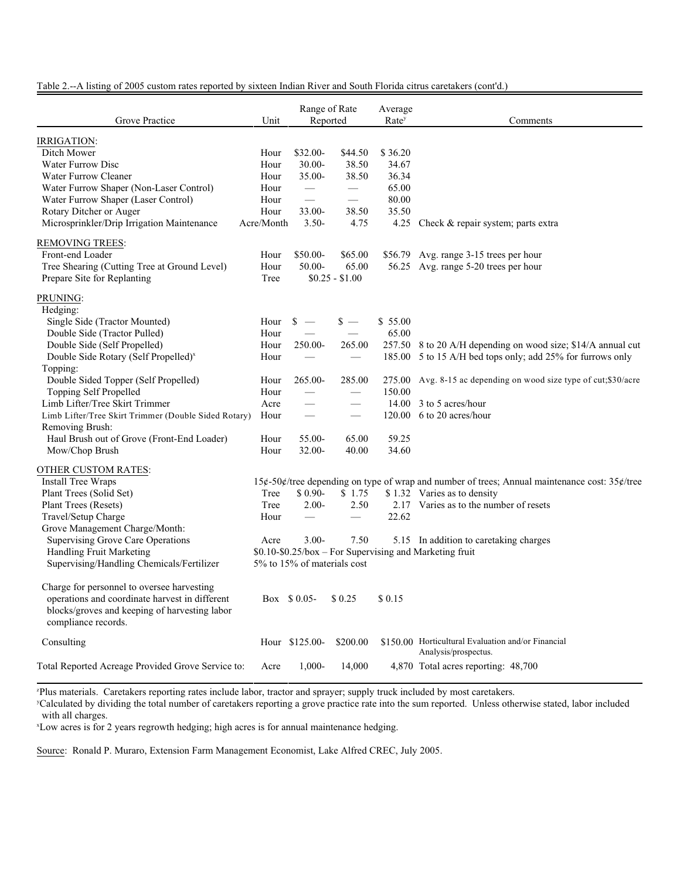Table 2.--A listing of 2005 custom rates reported by sixteen Indian River and South Florida citrus caretakers (cont'd.)

| Grove Practice | Unit | Range of Rate Reported | | Average Rate[y] | Comments |
|---|---|---|---|---|---|
| IRRIGATION: | | | | | |
| Ditch Mower | Hour | $32.00- | $44.50 | $ 36.20 | |
| Water Furrow Disc | Hour | 30.00- | 38.50 | 34.67 | |
| Water Furrow Cleaner | Hour | 35.00- | 38.50 | 36.34 | |
| Water Furrow Shaper (Non-Laser Control) | Hour | — | — | 65.00 | |
| Water Furrow Shaper (Laser Control) | Hour | — | — | 80.00 | |
| Rotary Ditcher or Auger | Hour | 33.00- | 38.50 | 35.50 | |
| Microsprinkler/Drip Irrigation Maintenance | Acre/Month | 3.50- | 4.75 | 4.25 | Check & repair system; parts extra |
| REMOVING TREES: | | | | | |
| Front-end Loader | Hour | $50.00- | $65.00 | $56.79 | Avg. range 3-15 trees per hour |
| Tree Shearing (Cutting Tree at Ground Level) | Hour | 50.00- | 65.00 | 56.25 | Avg. range 5-20 trees per hour |
| Prepare Site for Replanting | Tree | $0.25 - $1.00 | | | |
| PRUNING: | | | | | |
| Hedging: | | | | | |
| Single Side (Tractor Mounted) | Hour | $ — | $ — | $ 55.00 | |
| Double Side (Tractor Pulled) | Hour | — | — | 65.00 | |
| Double Side (Self Propelled) | Hour | 250.00- | 265.00 | 257.50 | 8 to 20 A/H depending on wood size; $14/A annual cut |
| Double Side Rotary (Self Propelled)[x] | Hour | — | — | 185.00 | 5 to 15 A/H bed tops only; add 25% for furrows only |
| Topping: | | | | | |
| Double Sided Topper (Self Propelled) | Hour | 265.00- | 285.00 | 275.00 | Avg. 8-15 ac depending on wood size type of cut;$30/acre |
| Topping Self Propelled | Hour | — | — | 150.00 | |
| Limb Lifter/Tree Skirt Trimmer | Acre | — | — | 14.00 | 3 to 5 acres/hour |
| Limb Lifter/Tree Skirt Trimmer (Double Sided Rotary) | Hour | — | — | 120.00 | 6 to 20 acres/hour |
| Removing Brush: | | | | | |
| Haul Brush out of Grove (Front-End Loader) | Hour | 55.00- | 65.00 | 59.25 | |
| Mow/Chop Brush | Hour | 32.00- | 40.00 | 34.60 | |
| OTHER CUSTOM RATES: | | | | | |
| Install Tree Wraps | 15¢-50¢/tree depending on type of wrap and number of trees; Annual maintenance cost: 35¢/tree | | | | |
| Plant Trees (Solid Set) | Tree | $ 0.90- | $ 1.75 | $ 1.32 | Varies as to density |
| Plant Trees (Resets) | Tree | 2.00- | 2.50 | 2.17 | Varies as to the number of resets |
| Travel/Setup Charge | Hour | — | — | 22.62 | |
| Grove Management Charge/Month: | | | | | |
| Supervising Grove Care Operations | Acre | 3.00- | 7.50 | 5.15 | In addition to caretaking charges |
| Handling Fruit Marketing | $0.10-$0.25/box – For Supervising and Marketing fruit | | | | |
| Supervising/Handling Chemicals/Fertilizer | 5% to 15% of materials cost | | | | |
| Charge for personnel to oversee harvesting operations and coordinate harvest in different blocks/groves and keeping of harvesting labor compliance records. | Box | $ 0.05- | $ 0.25 | $ 0.15 | |
| Consulting | Hour | $125.00- | $200.00 | $150.00 | Horticultural Evaluation and/or Financial Analysis/prospectus. |
| Total Reported Acreage Provided Grove Service to: | Acre | 1,000- | 14,000 | 4,870 | Total acres reporting: 48,700 |

[z]Plus materials. Caretakers reporting rates include labor, tractor and sprayer; supply truck included by most caretakers.

[y]Calculated by dividing the total number of caretakers reporting a grove practice rate into the sum reported. Unless otherwise stated, labor included with all charges.

[x]Low acres is for 2 years regrowth hedging; high acres is for annual maintenance hedging.

Source: Ronald P. Muraro, Extension Farm Management Economist, Lake Alfred CREC, July 2005.